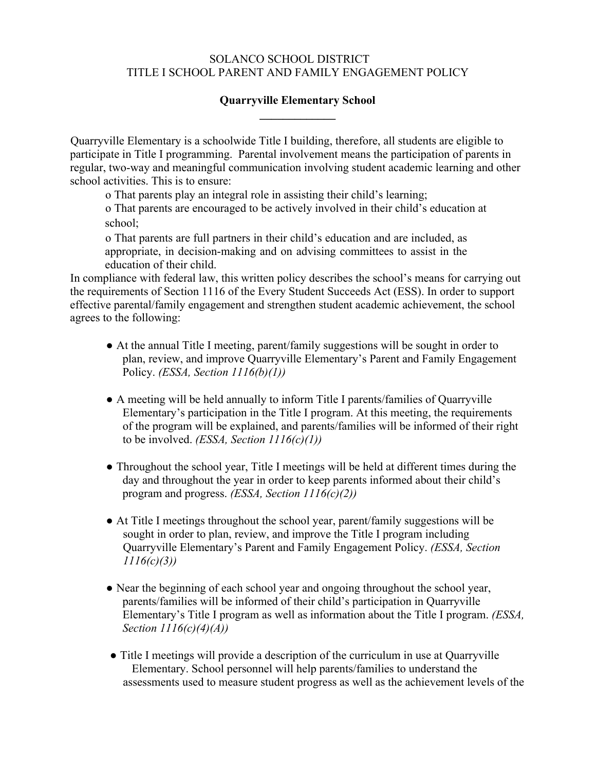SOLANCO SCHOOL DISTRICT
TITLE I SCHOOL PARENT AND FAMILY ENGAGEMENT POLICY

**Quarryville Elementary School**

Quarryville Elementary is a schoolwide Title I building, therefore, all students are eligible to participate in Title I programming. Parental involvement means the participation of parents in regular, two-way and meaningful communication involving student academic learning and other school activities. This is to ensure:

- o That parents play an integral role in assisting their child's learning;
- o That parents are encouraged to be actively involved in their child's education at school;
- o That parents are full partners in their child's education and are included, as appropriate, in decision-making and on advising committees to assist in the education of their child.

In compliance with federal law, this written policy describes the school's means for carrying out the requirements of Section 1116 of the Every Student Succeeds Act (ESS). In order to support effective parental/family engagement and strengthen student academic achievement, the school agrees to the following:

- At the annual Title I meeting, parent/family suggestions will be sought in order to plan, review, and improve Quarryville Elementary's Parent and Family Engagement Policy. *(ESSA, Section 1116(b)(1))*
- A meeting will be held annually to inform Title I parents/families of Quarryville Elementary's participation in the Title I program. At this meeting, the requirements of the program will be explained, and parents/families will be informed of their right to be involved. *(ESSA, Section 1116(c)(1))*
- Throughout the school year, Title I meetings will be held at different times during the day and throughout the year in order to keep parents informed about their child's program and progress. *(ESSA, Section 1116(c)(2))*
- At Title I meetings throughout the school year, parent/family suggestions will be sought in order to plan, review, and improve the Title I program including Quarryville Elementary's Parent and Family Engagement Policy. *(ESSA, Section 1116(c)(3))*
- Near the beginning of each school year and ongoing throughout the school year, parents/families will be informed of their child's participation in Quarryville Elementary's Title I program as well as information about the Title I program. *(ESSA, Section 1116(c)(4)(A))*
- Title I meetings will provide a description of the curriculum in use at Quarryville Elementary. School personnel will help parents/families to understand the assessments used to measure student progress as well as the achievement levels of the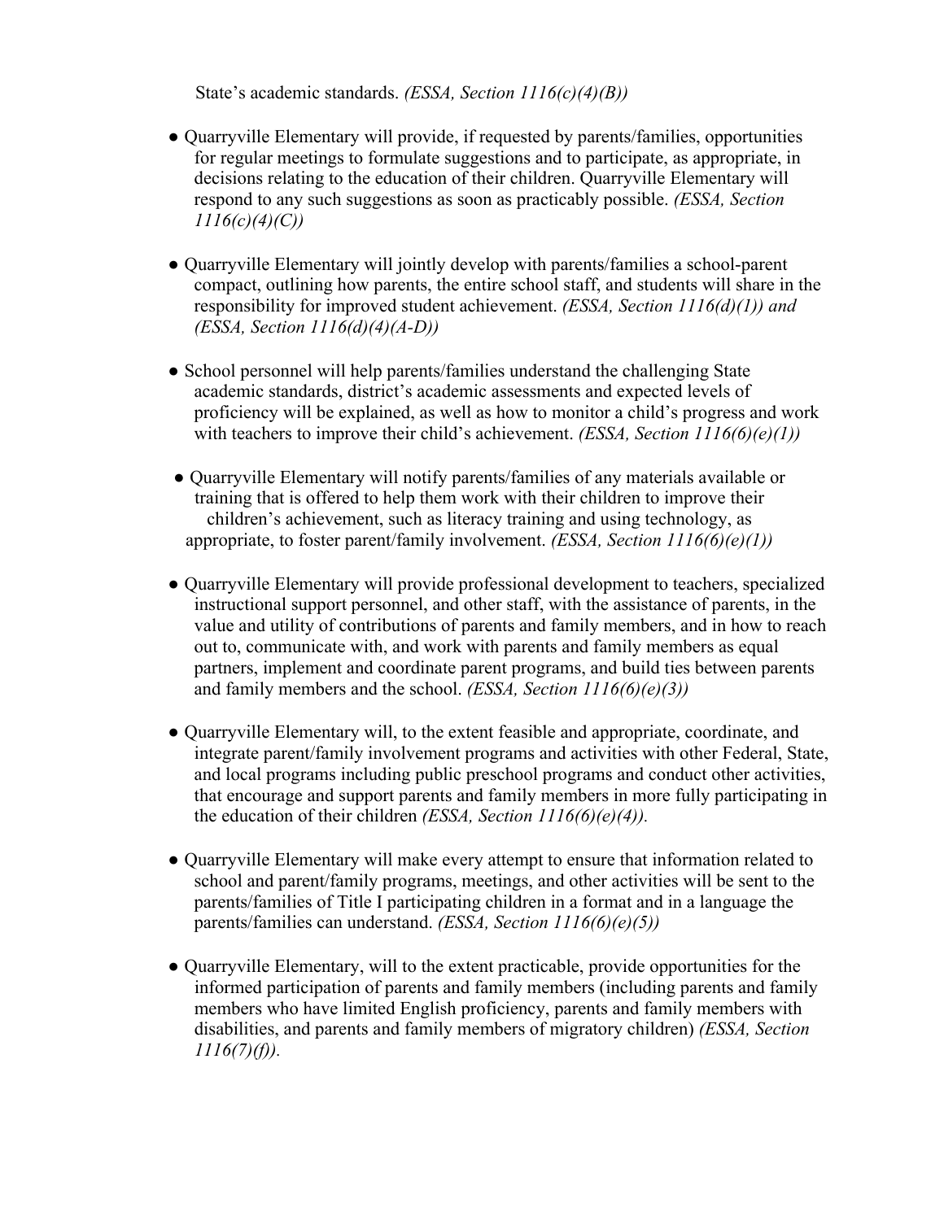State's academic standards. *(ESSA, Section 1116(c)(4)(B))*

- Quarryville Elementary will provide, if requested by parents/families, opportunities for regular meetings to formulate suggestions and to participate, as appropriate, in decisions relating to the education of their children. Quarryville Elementary will respond to any such suggestions as soon as practicably possible. *(ESSA, Section 1116(c)(4)(C))*

- Quarryville Elementary will jointly develop with parents/families a school-parent compact, outlining how parents, the entire school staff, and students will share in the responsibility for improved student achievement. *(ESSA, Section 1116(d)(1)) and (ESSA, Section 1116(d)(4)(A-D))*

- School personnel will help parents/families understand the challenging State academic standards, district's academic assessments and expected levels of proficiency will be explained, as well as how to monitor a child's progress and work with teachers to improve their child's achievement. *(ESSA, Section 1116(6)(e)(1))*

- Quarryville Elementary will notify parents/families of any materials available or training that is offered to help them work with their children to improve their children's achievement, such as literacy training and using technology, as appropriate, to foster parent/family involvement. *(ESSA, Section 1116(6)(e)(1))*

- Quarryville Elementary will provide professional development to teachers, specialized instructional support personnel, and other staff, with the assistance of parents, in the value and utility of contributions of parents and family members, and in how to reach out to, communicate with, and work with parents and family members as equal partners, implement and coordinate parent programs, and build ties between parents and family members and the school. *(ESSA, Section 1116(6)(e)(3))*

- Quarryville Elementary will, to the extent feasible and appropriate, coordinate, and integrate parent/family involvement programs and activities with other Federal, State, and local programs including public preschool programs and conduct other activities, that encourage and support parents and family members in more fully participating in the education of their children *(ESSA, Section 1116(6)(e)(4)).*

- Quarryville Elementary will make every attempt to ensure that information related to school and parent/family programs, meetings, and other activities will be sent to the parents/families of Title I participating children in a format and in a language the parents/families can understand. *(ESSA, Section 1116(6)(e)(5))*

- Quarryville Elementary, will to the extent practicable, provide opportunities for the informed participation of parents and family members (including parents and family members who have limited English proficiency, parents and family members with disabilities, and parents and family members of migratory children) *(ESSA, Section 1116(7)(f)).*